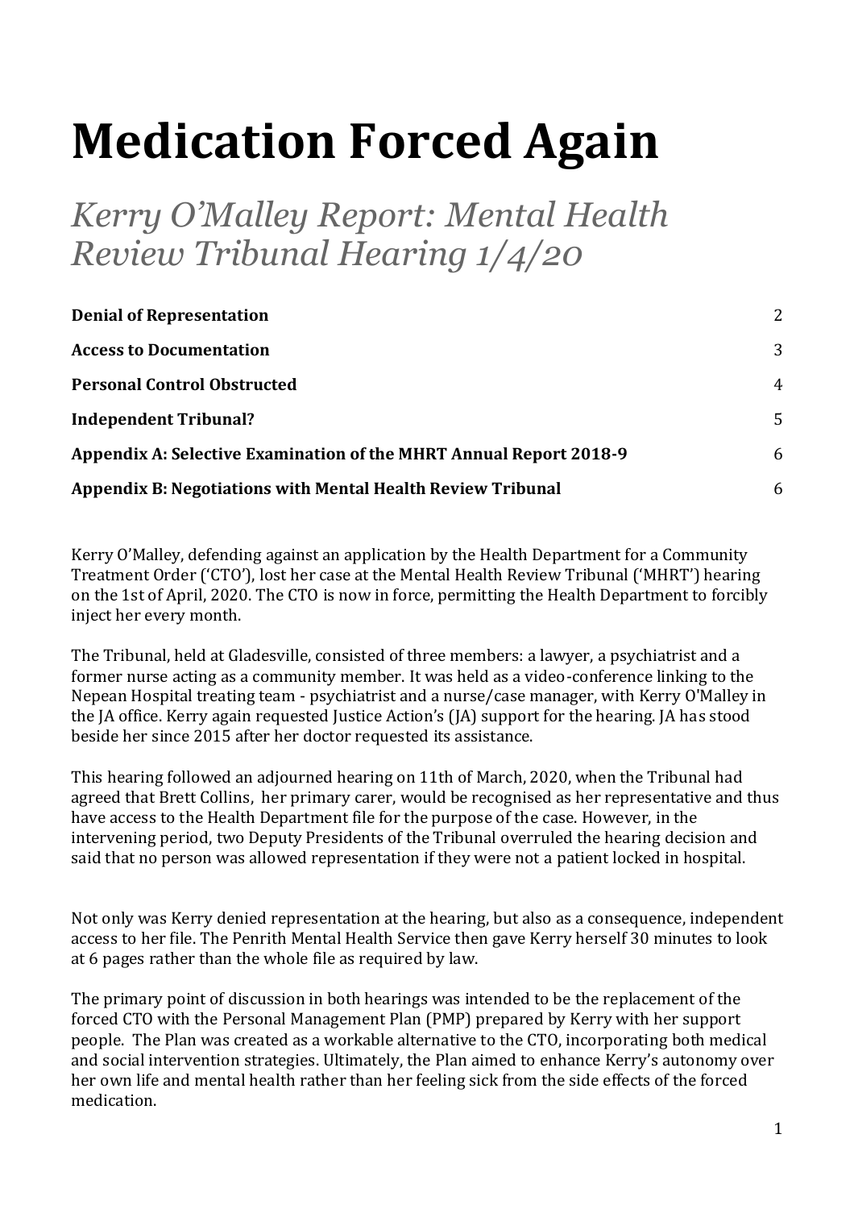# Medication Forced Again

## *Kerry O'Malley Report: Mental Health Review Tribunal Hearing 1/4/20*

| | |
|---|---|
| **Denial of Representation** | 2 |
| **Access to Documentation** | 3 |
| **Personal Control Obstructed** | 4 |
| **Independent Tribunal?** | 5 |
| **Appendix A: Selective Examination of the MHRT Annual Report 2018-9** | 6 |
| **Appendix B: Negotiations with Mental Health Review Tribunal** | 6 |

Kerry O'Malley, defending against an application by the Health Department for a Community Treatment Order ('CTO'), lost her case at the Mental Health Review Tribunal ('MHRT') hearing on the 1st of April, 2020. The CTO is now in force, permitting the Health Department to forcibly inject her every month.

The Tribunal, held at Gladesville, consisted of three members: a lawyer, a psychiatrist and a former nurse acting as a community member. It was held as a video-conference linking to the Nepean Hospital treating team - psychiatrist and a nurse/case manager, with Kerry O'Malley in the JA office. Kerry again requested Justice Action's (JA) support for the hearing. JA has stood beside her since 2015 after her doctor requested its assistance.

This hearing followed an adjourned hearing on 11th of March, 2020, when the Tribunal had agreed that Brett Collins, her primary carer, would be recognised as her representative and thus have access to the Health Department file for the purpose of the case. However, in the intervening period, two Deputy Presidents of the Tribunal overruled the hearing decision and said that no person was allowed representation if they were not a patient locked in hospital.

Not only was Kerry denied representation at the hearing, but also as a consequence, independent access to her file. The Penrith Mental Health Service then gave Kerry herself 30 minutes to look at 6 pages rather than the whole file as required by law.

The primary point of discussion in both hearings was intended to be the replacement of the forced CTO with the Personal Management Plan (PMP) prepared by Kerry with her support people. The Plan was created as a workable alternative to the CTO, incorporating both medical and social intervention strategies. Ultimately, the Plan aimed to enhance Kerry's autonomy over her own life and mental health rather than her feeling sick from the side effects of the forced medication.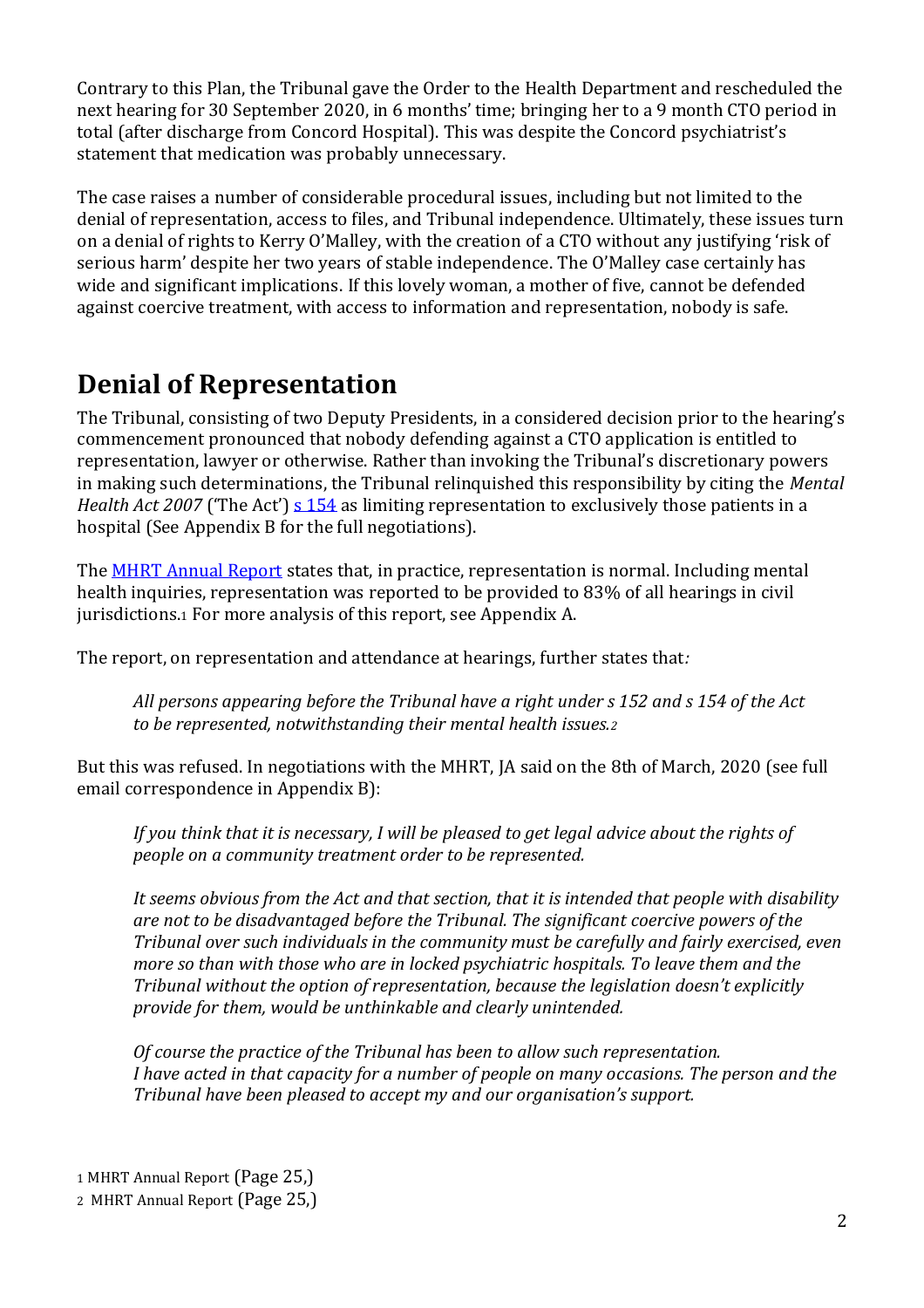Contrary to this Plan, the Tribunal gave the Order to the Health Department and rescheduled the next hearing for 30 September 2020, in 6 months' time; bringing her to a 9 month CTO period in total (after discharge from Concord Hospital). This was despite the Concord psychiatrist's statement that medication was probably unnecessary.

The case raises a number of considerable procedural issues, including but not limited to the denial of representation, access to files, and Tribunal independence. Ultimately, these issues turn on a denial of rights to Kerry O'Malley, with the creation of a CTO without any justifying 'risk of serious harm' despite her two years of stable independence. The O'Malley case certainly has wide and significant implications. If this lovely woman, a mother of five, cannot be defended against coercive treatment, with access to information and representation, nobody is safe.

# Denial of Representation

The Tribunal, consisting of two Deputy Presidents, in a considered decision prior to the hearing's commencement pronounced that nobody defending against a CTO application is entitled to representation, lawyer or otherwise. Rather than invoking the Tribunal's discretionary powers in making such determinations, the Tribunal relinquished this responsibility by citing the *Mental Health Act 2007* ('The Act') s 154 as limiting representation to exclusively those patients in a hospital (See Appendix B for the full negotiations).

The MHRT Annual Report states that, in practice, representation is normal. Including mental health inquiries, representation was reported to be provided to 83% of all hearings in civil jurisdictions.[1] For more analysis of this report, see Appendix A.

The report, on representation and attendance at hearings, further states that*:*

> *All persons appearing before the Tribunal have a right under s 152 and s 154 of the Act to be represented, notwithstanding their mental health issues.*[2]

But this was refused. In negotiations with the MHRT, JA said on the 8th of March, 2020 (see full email correspondence in Appendix B):

> *If you think that it is necessary, I will be pleased to get legal advice about the rights of people on a community treatment order to be represented.*
>
> *It seems obvious from the Act and that section, that it is intended that people with disability are not to be disadvantaged before the Tribunal. The significant coercive powers of the Tribunal over such individuals in the community must be carefully and fairly exercised, even more so than with those who are in locked psychiatric hospitals. To leave them and the Tribunal without the option of representation, because the legislation doesn't explicitly provide for them, would be unthinkable and clearly unintended.*
>
> *Of course the practice of the Tribunal has been to allow such representation. I have acted in that capacity for a number of people on many occasions. The person and the Tribunal have been pleased to accept my and our organisation's support.*

[1] MHRT Annual Report (Page 25,)

[2] MHRT Annual Report (Page 25,)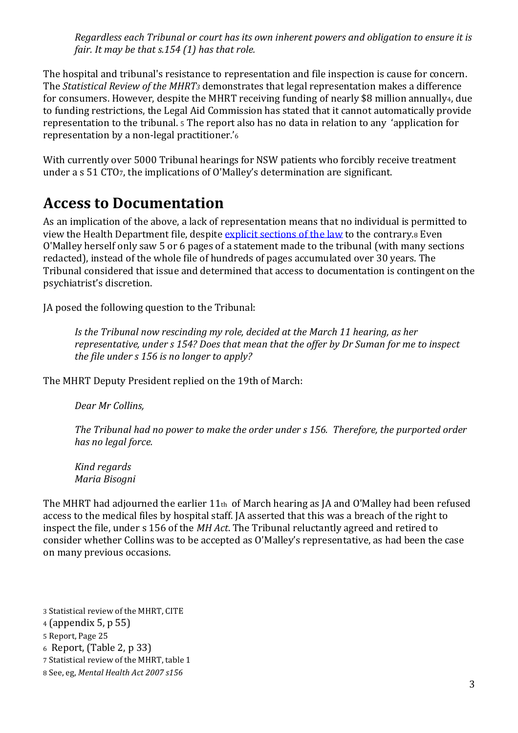*Regardless each Tribunal or court has its own inherent powers and obligation to ensure it is fair. It may be that s.154 (1) has that role.*

The hospital and tribunal's resistance to representation and file inspection is cause for concern. The *Statistical Review of the MHRT*[3] demonstrates that legal representation makes a difference for consumers. However, despite the MHRT receiving funding of nearly $8 million annually[4], due to funding restrictions, the Legal Aid Commission has stated that it cannot automatically provide representation to the tribunal. [5] The report also has no data in relation to any 'application for representation by a non-legal practitioner.'[6]

With currently over 5000 Tribunal hearings for NSW patients who forcibly receive treatment under a s 51 CTO[7], the implications of O'Malley's determination are significant.

## Access to Documentation

As an implication of the above, a lack of representation means that no individual is permitted to view the Health Department file, despite [explicit sections of the law]() to the contrary.[8] Even O'Malley herself only saw 5 or 6 pages of a statement made to the tribunal (with many sections redacted), instead of the whole file of hundreds of pages accumulated over 30 years. The Tribunal considered that issue and determined that access to documentation is contingent on the psychiatrist's discretion.

JA posed the following question to the Tribunal:

> *Is the Tribunal now rescinding my role, decided at the March 11 hearing, as her representative, under s 154? Does that mean that the offer by Dr Suman for me to inspect the file under s 156 is no longer to apply?*

The MHRT Deputy President replied on the 19th of March:

> *Dear Mr Collins,*
>
> *The Tribunal had no power to make the order under s 156. Therefore, the purported order has no legal force.*
>
> *Kind regards*
> *Maria Bisogni*

The MHRT had adjourned the earlier 11th of March hearing as JA and O'Malley had been refused access to the medical files by hospital staff. JA asserted that this was a breach of the right to inspect the file, under s 156 of the *MH Act*. The Tribunal reluctantly agreed and retired to consider whether Collins was to be accepted as O'Malley's representative, as had been the case on many previous occasions.

[3] Statistical review of the MHRT, CITE
[4] (appendix 5, p 55)
[5] Report, Page 25
[6] Report, (Table 2, p 33)
[7] Statistical review of the MHRT, table 1
[8] See, eg, *Mental Health Act 2007 s156*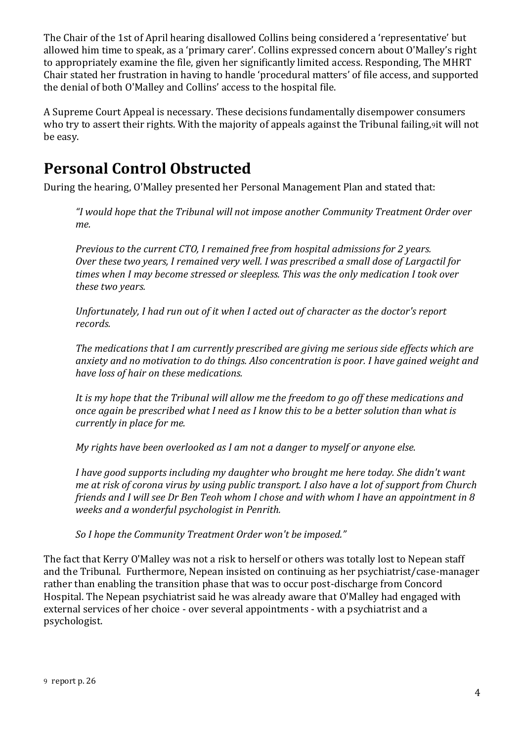The Chair of the 1st of April hearing disallowed Collins being considered a 'representative' but allowed him time to speak, as a 'primary carer'. Collins expressed concern about O'Malley's right to appropriately examine the file, given her significantly limited access. Responding, The MHRT Chair stated her frustration in having to handle 'procedural matters' of file access, and supported the denial of both O'Malley and Collins' access to the hospital file.

A Supreme Court Appeal is necessary. These decisions fundamentally disempower consumers who try to assert their rights. With the majority of appeals against the Tribunal failing,[9] it will not be easy.

## Personal Control Obstructed

During the hearing, O'Malley presented her Personal Management Plan and stated that:

> *"I would hope that the Tribunal will not impose another Community Treatment Order over me.*
>
> *Previous to the current CTO, I remained free from hospital admissions for 2 years. Over these two years, I remained very well. I was prescribed a small dose of Largactil for times when I may become stressed or sleepless. This was the only medication I took over these two years.*
>
> *Unfortunately, I had run out of it when I acted out of character as the doctor's report records.*
>
> *The medications that I am currently prescribed are giving me serious side effects which are anxiety and no motivation to do things. Also concentration is poor. I have gained weight and have loss of hair on these medications.*
>
> *It is my hope that the Tribunal will allow me the freedom to go off these medications and once again be prescribed what I need as I know this to be a better solution than what is currently in place for me.*
>
> *My rights have been overlooked as I am not a danger to myself or anyone else.*
>
> *I have good supports including my daughter who brought me here today. She didn't want me at risk of corona virus by using public transport. I also have a lot of support from Church friends and I will see Dr Ben Teoh whom I chose and with whom I have an appointment in 8 weeks and a wonderful psychologist in Penrith.*
>
> *So I hope the Community Treatment Order won't be imposed."*

The fact that Kerry O'Malley was not a risk to herself or others was totally lost to Nepean staff and the Tribunal. Furthermore, Nepean insisted on continuing as her psychiatrist/case-manager rather than enabling the transition phase that was to occur post-discharge from Concord Hospital. The Nepean psychiatrist said he was already aware that O'Malley had engaged with external services of her choice - over several appointments - with a psychiatrist and a psychologist.

[9] report p. 26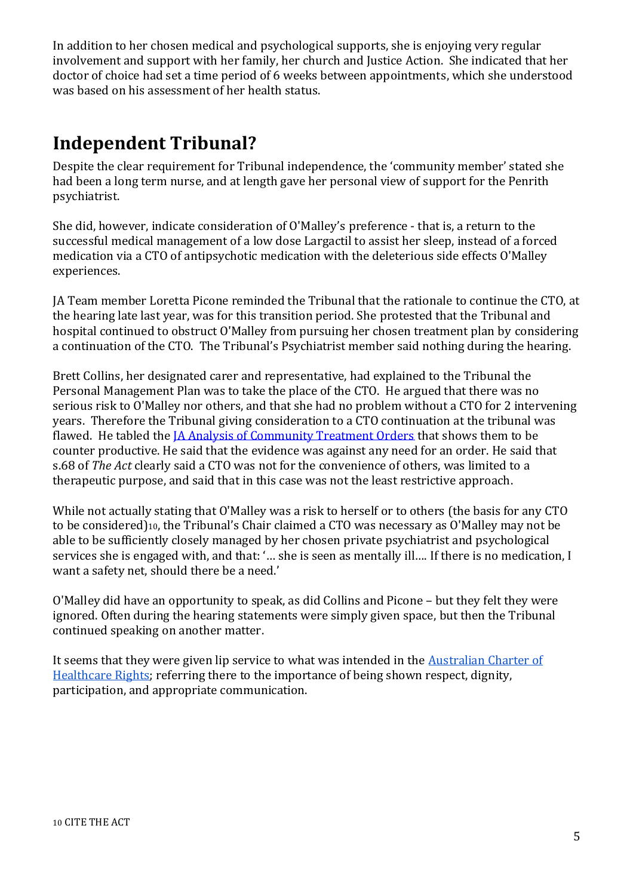In addition to her chosen medical and psychological supports, she is enjoying very regular involvement and support with her family, her church and Justice Action. She indicated that her doctor of choice had set a time period of 6 weeks between appointments, which she understood was based on his assessment of her health status.

## Independent Tribunal?

Despite the clear requirement for Tribunal independence, the 'community member' stated she had been a long term nurse, and at length gave her personal view of support for the Penrith psychiatrist.

She did, however, indicate consideration of O'Malley's preference - that is, a return to the successful medical management of a low dose Largactil to assist her sleep, instead of a forced medication via a CTO of antipsychotic medication with the deleterious side effects O'Malley experiences.

JA Team member Loretta Picone reminded the Tribunal that the rationale to continue the CTO, at the hearing late last year, was for this transition period. She protested that the Tribunal and hospital continued to obstruct O'Malley from pursuing her chosen treatment plan by considering a continuation of the CTO. The Tribunal's Psychiatrist member said nothing during the hearing.

Brett Collins, her designated carer and representative, had explained to the Tribunal the Personal Management Plan was to take the place of the CTO. He argued that there was no serious risk to O'Malley nor others, and that she had no problem without a CTO for 2 intervening years. Therefore the Tribunal giving consideration to a CTO continuation at the tribunal was flawed. He tabled the [JA Analysis of Community Treatment Orders] that shows them to be counter productive. He said that the evidence was against any need for an order. He said that s.68 of *The Act* clearly said a CTO was not for the convenience of others, was limited to a therapeutic purpose, and said that in this case was not the least restrictive approach.

While not actually stating that O'Malley was a risk to herself or to others (the basis for any CTO to be considered)[10], the Tribunal's Chair claimed a CTO was necessary as O'Malley may not be able to be sufficiently closely managed by her chosen private psychiatrist and psychological services she is engaged with, and that: '… she is seen as mentally ill…. If there is no medication, I want a safety net, should there be a need.'

O'Malley did have an opportunity to speak, as did Collins and Picone – but they felt they were ignored. Often during the hearing statements were simply given space, but then the Tribunal continued speaking on another matter.

It seems that they were given lip service to what was intended in the [Australian Charter of Healthcare Rights]; referring there to the importance of being shown respect, dignity, participation, and appropriate communication.

[10] CITE THE ACT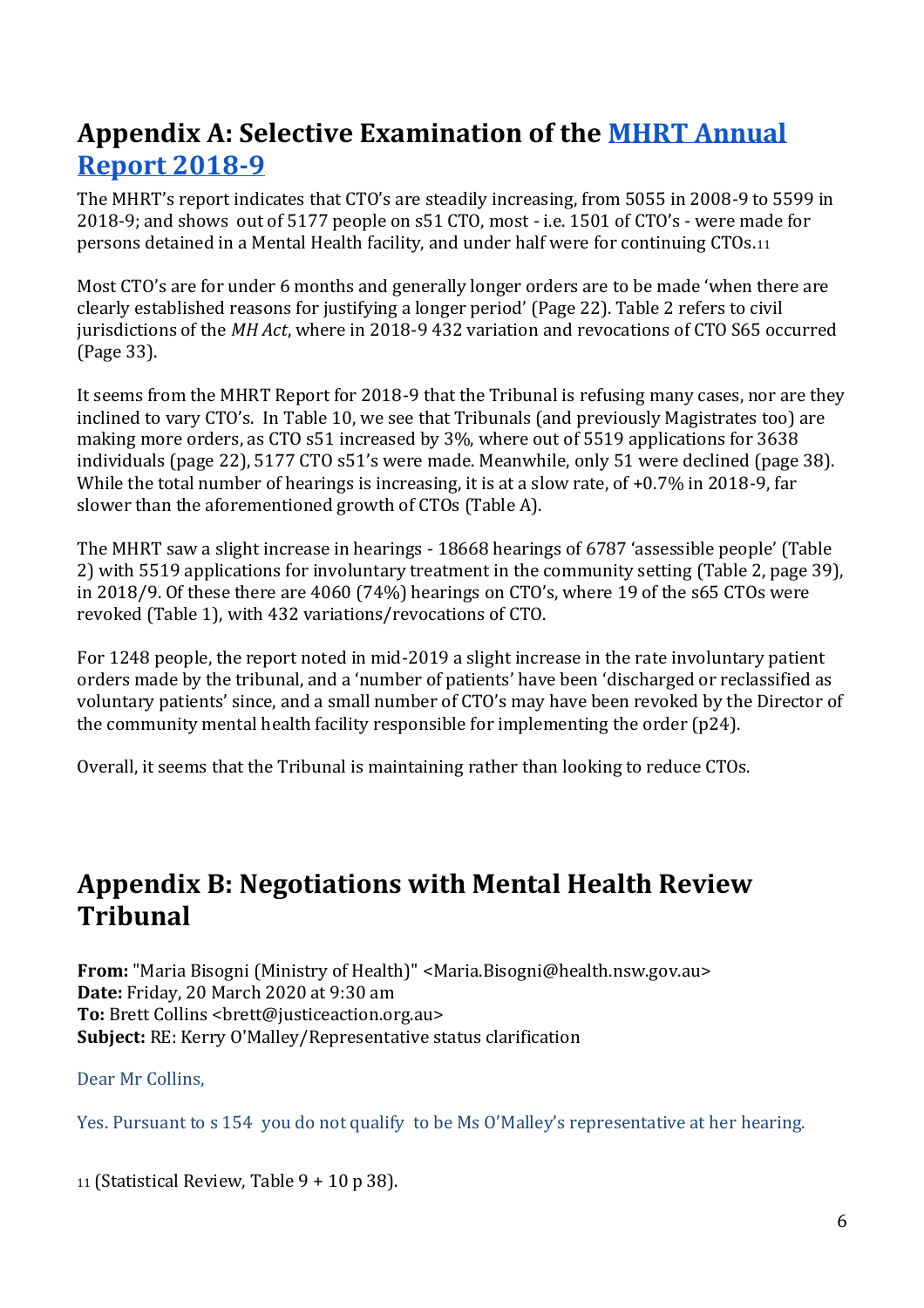## Appendix A: Selective Examination of the [MHRT Annual Report 2018-9]

The MHRT's report indicates that CTO's are steadily increasing, from 5055 in 2008-9 to 5599 in 2018-9; and shows out of 5177 people on s51 CTO, most - i.e. 1501 of CTO's - were made for persons detained in a Mental Health facility, and under half were for continuing CTOs.[11]

Most CTO's are for under 6 months and generally longer orders are to be made 'when there are clearly established reasons for justifying a longer period' (Page 22). Table 2 refers to civil jurisdictions of the *MH Act*, where in 2018-9 432 variation and revocations of CTO S65 occurred (Page 33).

It seems from the MHRT Report for 2018-9 that the Tribunal is refusing many cases, nor are they inclined to vary CTO's. In Table 10, we see that Tribunals (and previously Magistrates too) are making more orders, as CTO s51 increased by 3%, where out of 5519 applications for 3638 individuals (page 22), 5177 CTO s51's were made. Meanwhile, only 51 were declined (page 38). While the total number of hearings is increasing, it is at a slow rate, of +0.7% in 2018-9, far slower than the aforementioned growth of CTOs (Table A).

The MHRT saw a slight increase in hearings - 18668 hearings of 6787 'assessible people' (Table 2) with 5519 applications for involuntary treatment in the community setting (Table 2, page 39), in 2018/9. Of these there are 4060 (74%) hearings on CTO's, where 19 of the s65 CTOs were revoked (Table 1), with 432 variations/revocations of CTO.

For 1248 people, the report noted in mid-2019 a slight increase in the rate involuntary patient orders made by the tribunal, and a 'number of patients' have been 'discharged or reclassified as voluntary patients' since, and a small number of CTO's may have been revoked by the Director of the community mental health facility responsible for implementing the order (p24).

Overall, it seems that the Tribunal is maintaining rather than looking to reduce CTOs.

## Appendix B: Negotiations with Mental Health Review Tribunal

**From:** "Maria Bisogni (Ministry of Health)" <Maria.Bisogni@health.nsw.gov.au>
**Date:** Friday, 20 March 2020 at 9:30 am
**To:** Brett Collins <brett@justiceaction.org.au>
**Subject:** RE: Kerry O'Malley/Representative status clarification

Dear Mr Collins,

Yes. Pursuant to s 154 you do not qualify to be Ms O'Malley's representative at her hearing.

[11] (Statistical Review, Table 9 + 10 p 38).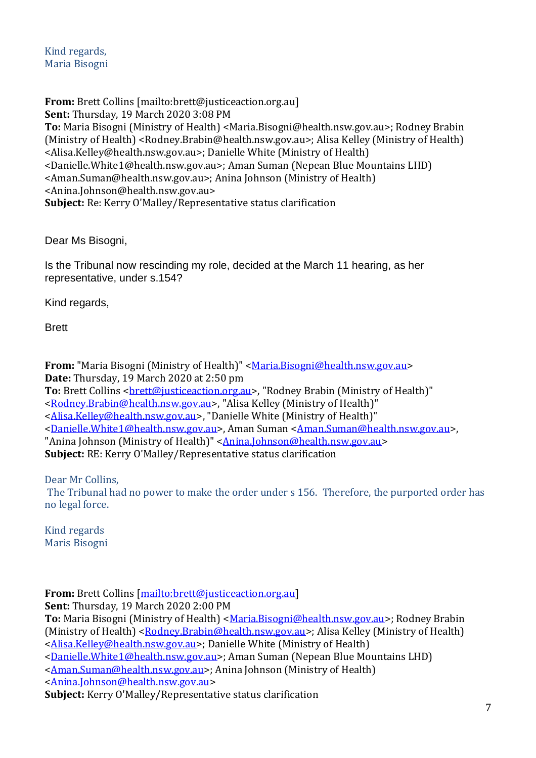Kind regards,
Maria Bisogni

**From:** Brett Collins [mailto:brett@justiceaction.org.au]
**Sent:** Thursday, 19 March 2020 3:08 PM
**To:** Maria Bisogni (Ministry of Health) <Maria.Bisogni@health.nsw.gov.au>; Rodney Brabin (Ministry of Health) <Rodney.Brabin@health.nsw.gov.au>; Alisa Kelley (Ministry of Health) <Alisa.Kelley@health.nsw.gov.au>; Danielle White (Ministry of Health) <Danielle.White1@health.nsw.gov.au>; Aman Suman (Nepean Blue Mountains LHD) <Aman.Suman@health.nsw.gov.au>; Anina Johnson (Ministry of Health) <Anina.Johnson@health.nsw.gov.au>
**Subject:** Re: Kerry O'Malley/Representative status clarification

Dear Ms Bisogni,

Is the Tribunal now rescinding my role, decided at the March 11 hearing, as her representative, under s.154?

Kind regards,

Brett

**From:** "Maria Bisogni (Ministry of Health)" <Maria.Bisogni@health.nsw.gov.au>
**Date:** Thursday, 19 March 2020 at 2:50 pm
**To:** Brett Collins <brett@justiceaction.org.au>, "Rodney Brabin (Ministry of Health)" <Rodney.Brabin@health.nsw.gov.au>, "Alisa Kelley (Ministry of Health)" <Alisa.Kelley@health.nsw.gov.au>, "Danielle White (Ministry of Health)" <Danielle.White1@health.nsw.gov.au>, Aman Suman <Aman.Suman@health.nsw.gov.au>, "Anina Johnson (Ministry of Health)" <Anina.Johnson@health.nsw.gov.au>
**Subject:** RE: Kerry O'Malley/Representative status clarification

Dear Mr Collins,
The Tribunal had no power to make the order under s 156. Therefore, the purported order has no legal force.

Kind regards
Maris Bisogni

**From:** Brett Collins [mailto:brett@justiceaction.org.au]
**Sent:** Thursday, 19 March 2020 2:00 PM
**To:** Maria Bisogni (Ministry of Health) <Maria.Bisogni@health.nsw.gov.au>; Rodney Brabin (Ministry of Health) <Rodney.Brabin@health.nsw.gov.au>; Alisa Kelley (Ministry of Health) <Alisa.Kelley@health.nsw.gov.au>; Danielle White (Ministry of Health) <Danielle.White1@health.nsw.gov.au>; Aman Suman (Nepean Blue Mountains LHD) <Aman.Suman@health.nsw.gov.au>; Anina Johnson (Ministry of Health) <Anina.Johnson@health.nsw.gov.au>
**Subject:** Kerry O'Malley/Representative status clarification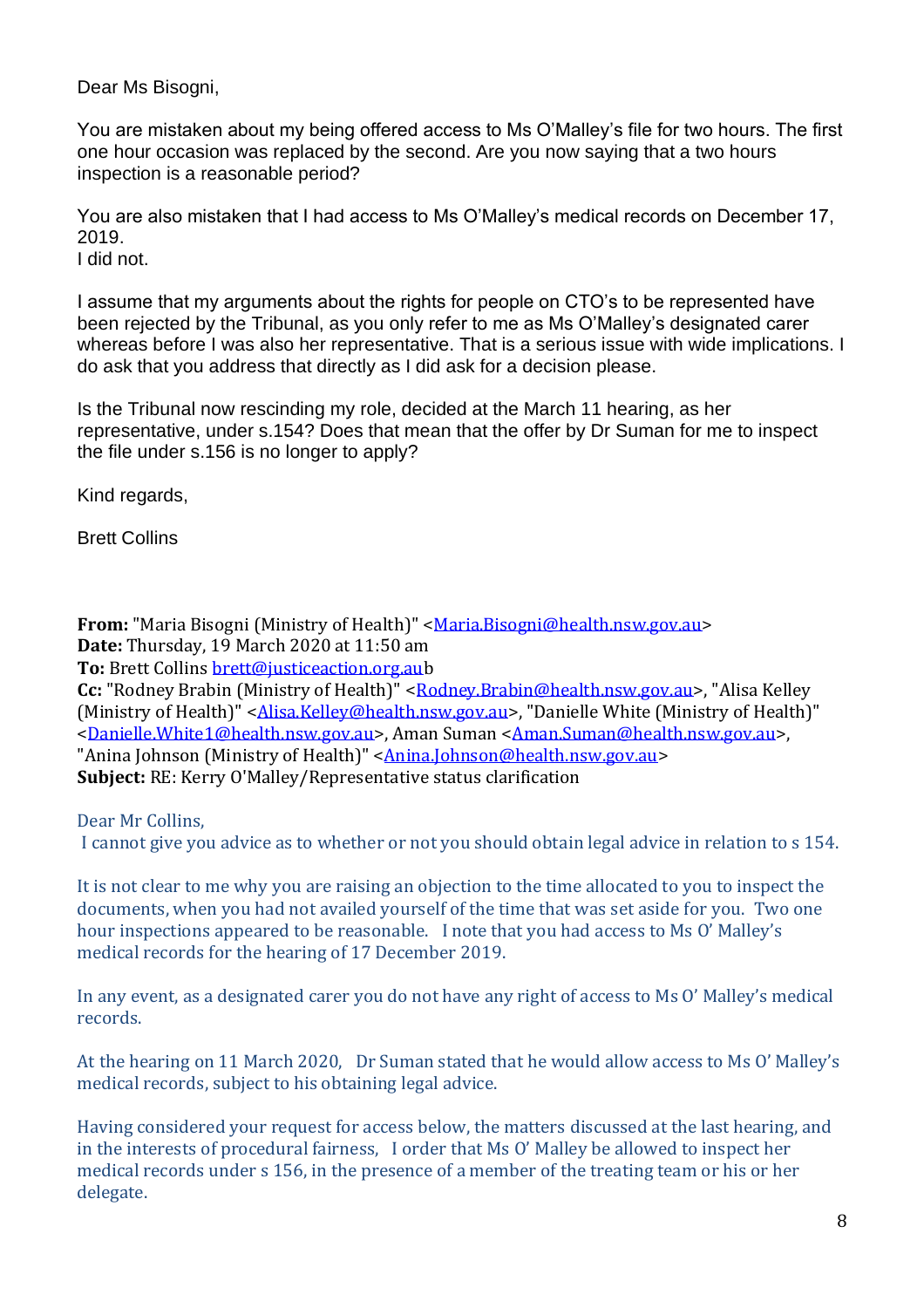Dear Ms Bisogni,

You are mistaken about my being offered access to Ms O'Malley's file for two hours. The first one hour occasion was replaced by the second. Are you now saying that a two hours inspection is a reasonable period?

You are also mistaken that I had access to Ms O'Malley's medical records on December 17, 2019.
I did not.

I assume that my arguments about the rights for people on CTO's to be represented have been rejected by the Tribunal, as you only refer to me as Ms O'Malley's designated carer whereas before I was also her representative. That is a serious issue with wide implications. I do ask that you address that directly as I did ask for a decision please.

Is the Tribunal now rescinding my role, decided at the March 11 hearing, as her representative, under s.154? Does that mean that the offer by Dr Suman for me to inspect the file under s.156 is no longer to apply?

Kind regards,

Brett Collins

**From:** "Maria Bisogni (Ministry of Health)" <Maria.Bisogni@health.nsw.gov.au>
**Date:** Thursday, 19 March 2020 at 11:50 am
**To:** Brett Collins brett@justiceaction.org.aub
**Cc:** "Rodney Brabin (Ministry of Health)" <Rodney.Brabin@health.nsw.gov.au>, "Alisa Kelley (Ministry of Health)" <Alisa.Kelley@health.nsw.gov.au>, "Danielle White (Ministry of Health)" <Danielle.White1@health.nsw.gov.au>, Aman Suman <Aman.Suman@health.nsw.gov.au>, "Anina Johnson (Ministry of Health)" <Anina.Johnson@health.nsw.gov.au>
**Subject:** RE: Kerry O'Malley/Representative status clarification

Dear Mr Collins,
I cannot give you advice as to whether or not you should obtain legal advice in relation to s 154.

It is not clear to me why you are raising an objection to the time allocated to you to inspect the documents, when you had not availed yourself of the time that was set aside for you. Two one hour inspections appeared to be reasonable. I note that you had access to Ms O' Malley's medical records for the hearing of 17 December 2019.

In any event, as a designated carer you do not have any right of access to Ms O' Malley's medical records.

At the hearing on 11 March 2020, Dr Suman stated that he would allow access to Ms O' Malley's medical records, subject to his obtaining legal advice.

Having considered your request for access below, the matters discussed at the last hearing, and in the interests of procedural fairness, I order that Ms O' Malley be allowed to inspect her medical records under s 156, in the presence of a member of the treating team or his or her delegate.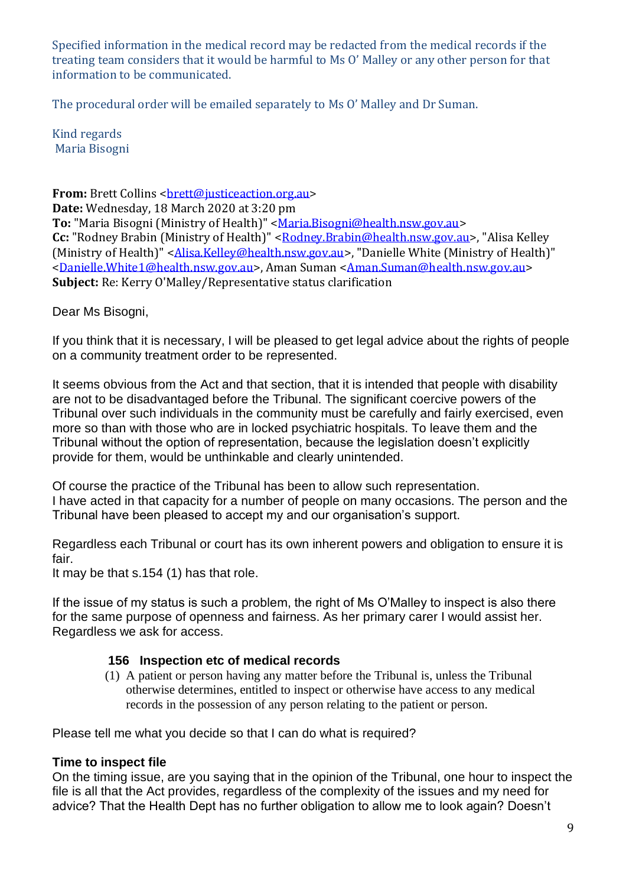Specified information in the medical record may be redacted from the medical records if the treating team considers that it would be harmful to Ms O' Malley or any other person for that information to be communicated.

The procedural order will be emailed separately to Ms O' Malley and Dr Suman.

Kind regards
Maria Bisogni

**From:** Brett Collins <brett@justiceaction.org.au>
**Date:** Wednesday, 18 March 2020 at 3:20 pm
**To:** "Maria Bisogni (Ministry of Health)" <Maria.Bisogni@health.nsw.gov.au>
**Cc:** "Rodney Brabin (Ministry of Health)" <Rodney.Brabin@health.nsw.gov.au>, "Alisa Kelley (Ministry of Health)" <Alisa.Kelley@health.nsw.gov.au>, "Danielle White (Ministry of Health)" <Danielle.White1@health.nsw.gov.au>, Aman Suman <Aman.Suman@health.nsw.gov.au>
**Subject:** Re: Kerry O'Malley/Representative status clarification

Dear Ms Bisogni,

If you think that it is necessary, I will be pleased to get legal advice about the rights of people on a community treatment order to be represented.

It seems obvious from the Act and that section, that it is intended that people with disability are not to be disadvantaged before the Tribunal. The significant coercive powers of the Tribunal over such individuals in the community must be carefully and fairly exercised, even more so than with those who are in locked psychiatric hospitals. To leave them and the Tribunal without the option of representation, because the legislation doesn't explicitly provide for them, would be unthinkable and clearly unintended.

Of course the practice of the Tribunal has been to allow such representation.
I have acted in that capacity for a number of people on many occasions. The person and the Tribunal have been pleased to accept my and our organisation's support.

Regardless each Tribunal or court has its own inherent powers and obligation to ensure it is fair.
It may be that s.154 (1) has that role.

If the issue of my status is such a problem, the right of Ms O'Malley to inspect is also there for the same purpose of openness and fairness. As her primary carer I would assist her. Regardless we ask for access.

> **156 Inspection etc of medical records**
>
> (1) A patient or person having any matter before the Tribunal is, unless the Tribunal otherwise determines, entitled to inspect or otherwise have access to any medical records in the possession of any person relating to the patient or person.

Please tell me what you decide so that I can do what is required?

**Time to inspect file**
On the timing issue, are you saying that in the opinion of the Tribunal, one hour to inspect the file is all that the Act provides, regardless of the complexity of the issues and my need for advice? That the Health Dept has no further obligation to allow me to look again? Doesn't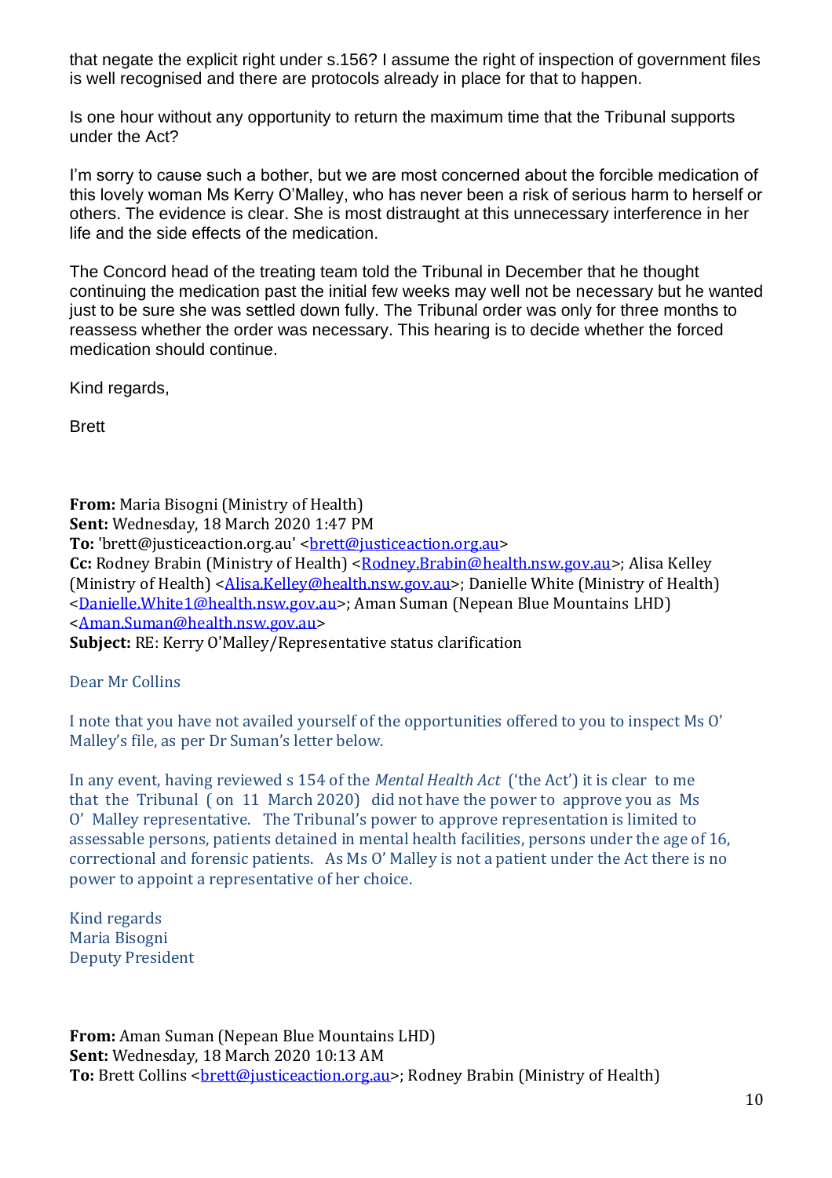that negate the explicit right under s.156? I assume the right of inspection of government files is well recognised and there are protocols already in place for that to happen.

Is one hour without any opportunity to return the maximum time that the Tribunal supports under the Act?

I'm sorry to cause such a bother, but we are most concerned about the forcible medication of this lovely woman Ms Kerry O'Malley, who has never been a risk of serious harm to herself or others. The evidence is clear. She is most distraught at this unnecessary interference in her life and the side effects of the medication.

The Concord head of the treating team told the Tribunal in December that he thought continuing the medication past the initial few weeks may well not be necessary but he wanted just to be sure she was settled down fully. The Tribunal order was only for three months to reassess whether the order was necessary. This hearing is to decide whether the forced medication should continue.

Kind regards,

Brett

**From:** Maria Bisogni (Ministry of Health)
**Sent:** Wednesday, 18 March 2020 1:47 PM
**To:** 'brett@justiceaction.org.au' <brett@justiceaction.org.au>
**Cc:** Rodney Brabin (Ministry of Health) <Rodney.Brabin@health.nsw.gov.au>; Alisa Kelley (Ministry of Health) <Alisa.Kelley@health.nsw.gov.au>; Danielle White (Ministry of Health) <Danielle.White1@health.nsw.gov.au>; Aman Suman (Nepean Blue Mountains LHD) <Aman.Suman@health.nsw.gov.au>
**Subject:** RE: Kerry O'Malley/Representative status clarification

Dear Mr Collins

I note that you have not availed yourself of the opportunities offered to you to inspect Ms O' Malley's file, as per Dr Suman's letter below.

In any event, having reviewed s 154 of the *Mental Health Act* ('the Act') it is clear to me that the Tribunal (on 11 March 2020) did not have the power to approve you as Ms O' Malley representative. The Tribunal's power to approve representation is limited to assessable persons, patients detained in mental health facilities, persons under the age of 16, correctional and forensic patients. As Ms O' Malley is not a patient under the Act there is no power to appoint a representative of her choice.

Kind regards
Maria Bisogni
Deputy President

**From:** Aman Suman (Nepean Blue Mountains LHD)
**Sent:** Wednesday, 18 March 2020 10:13 AM
**To:** Brett Collins <brett@justiceaction.org.au>; Rodney Brabin (Ministry of Health)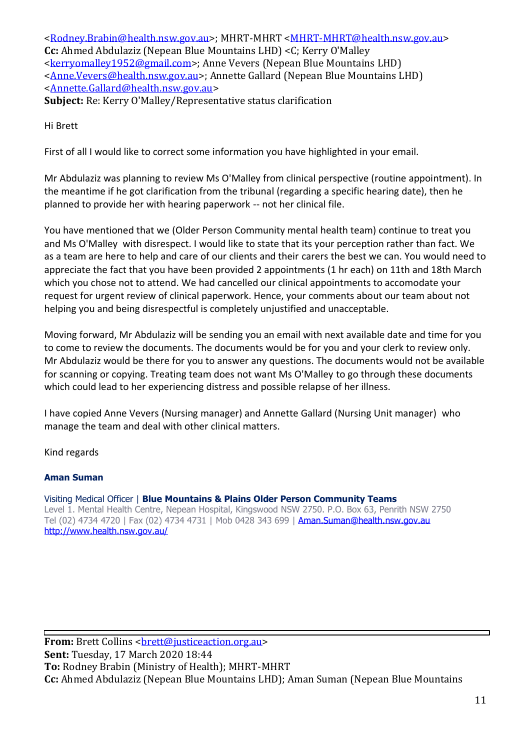<Rodney.Brabin@health.nsw.gov.au>; MHRT-MHRT <MHRT-MHRT@health.nsw.gov.au>
**Cc:** Ahmed Abdulaziz (Nepean Blue Mountains LHD) <C; Kerry O'Malley <kerryomalley1952@gmail.com>; Anne Vevers (Nepean Blue Mountains LHD) <Anne.Vevers@health.nsw.gov.au>; Annette Gallard (Nepean Blue Mountains LHD) <Annette.Gallard@health.nsw.gov.au>
**Subject:** Re: Kerry O'Malley/Representative status clarification

Hi Brett

First of all I would like to correct some information you have highlighted in your email.

Mr Abdulaziz was planning to review Ms O'Malley from clinical perspective (routine appointment). In the meantime if he got clarification from the tribunal (regarding a specific hearing date), then he planned to provide her with hearing paperwork -- not her clinical file.

You have mentioned that we (Older Person Community mental health team) continue to treat you and Ms O'Malley with disrespect. I would like to state that its your perception rather than fact. We as a team are here to help and care of our clients and their carers the best we can. You would need to appreciate the fact that you have been provided 2 appointments (1 hr each) on 11th and 18th March which you chose not to attend. We had cancelled our clinical appointments to accomodate your request for urgent review of clinical paperwork. Hence, your comments about our team about not helping you and being disrespectful is completely unjustified and unacceptable.

Moving forward, Mr Abdulaziz will be sending you an email with next available date and time for you to come to review the documents. The documents would be for you and your clerk to review only. Mr Abdulaziz would be there for you to answer any questions. The documents would not be available for scanning or copying. Treating team does not want Ms O'Malley to go through these documents which could lead to her experiencing distress and possible relapse of her illness.

I have copied Anne Vevers (Nursing manager) and Annette Gallard (Nursing Unit manager) who manage the team and deal with other clinical matters.

Kind regards

**Aman Suman**

Visiting Medical Officer | **Blue Mountains & Plains Older Person Community Teams**
Level 1. Mental Health Centre, Nepean Hospital, Kingswood NSW 2750. P.O. Box 63, Penrith NSW 2750
Tel (02) 4734 4720 | Fax (02) 4734 4731 | Mob 0428 343 699 | Aman.Suman@health.nsw.gov.au
http://www.health.nsw.gov.au/

---

**From:** Brett Collins <brett@justiceaction.org.au>
**Sent:** Tuesday, 17 March 2020 18:44
**To:** Rodney Brabin (Ministry of Health); MHRT-MHRT
**Cc:** Ahmed Abdulaziz (Nepean Blue Mountains LHD); Aman Suman (Nepean Blue Mountains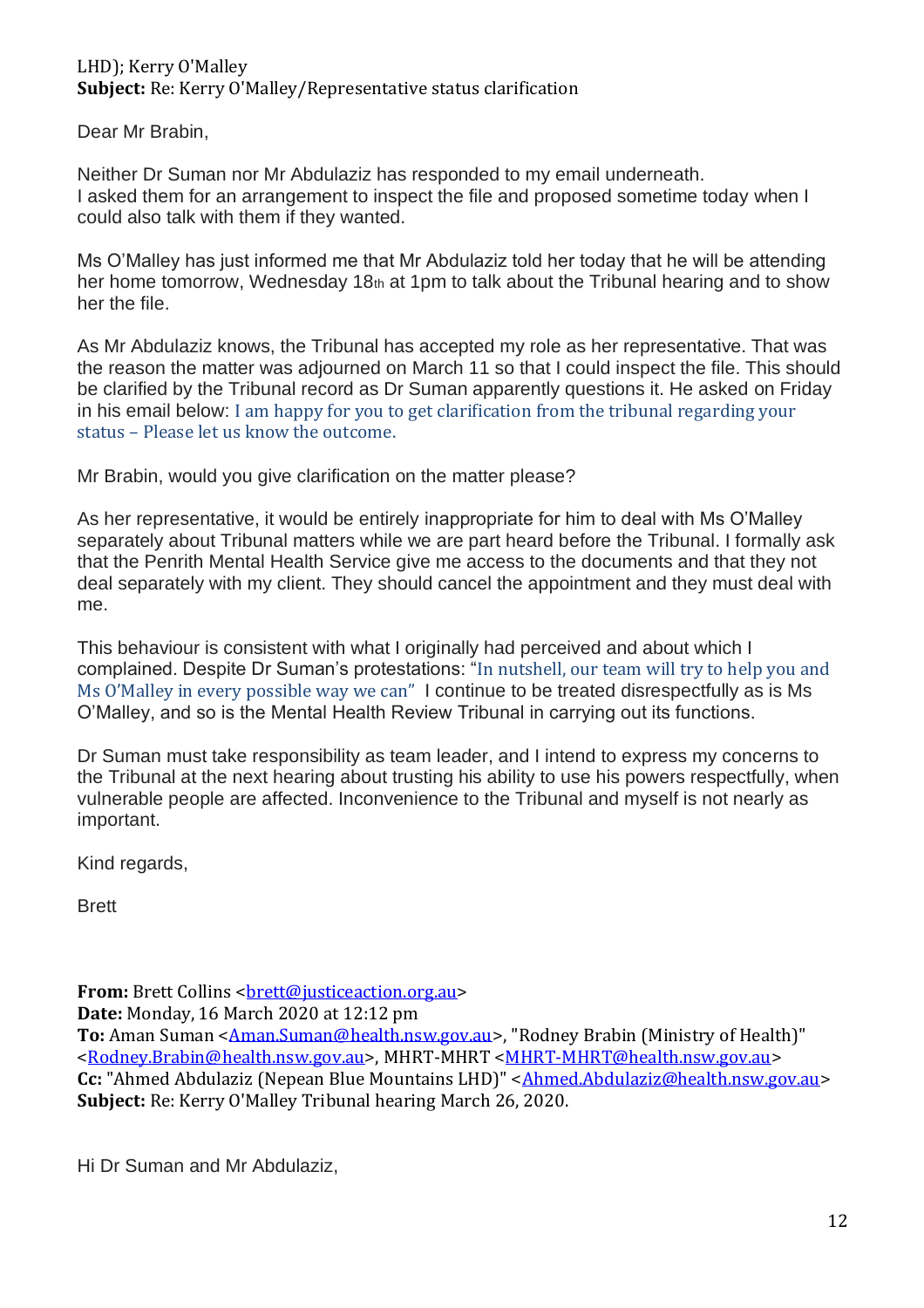LHD); Kerry O'Malley
**Subject:** Re: Kerry O'Malley/Representative status clarification

Dear Mr Brabin,

Neither Dr Suman nor Mr Abdulaziz has responded to my email underneath.
I asked them for an arrangement to inspect the file and proposed sometime today when I could also talk with them if they wanted.

Ms O'Malley has just informed me that Mr Abdulaziz told her today that he will be attending her home tomorrow, Wednesday 18th at 1pm to talk about the Tribunal hearing and to show her the file.

As Mr Abdulaziz knows, the Tribunal has accepted my role as her representative. That was the reason the matter was adjourned on March 11 so that I could inspect the file. This should be clarified by the Tribunal record as Dr Suman apparently questions it. He asked on Friday in his email below: I am happy for you to get clarification from the tribunal regarding your status – Please let us know the outcome.

Mr Brabin, would you give clarification on the matter please?

As her representative, it would be entirely inappropriate for him to deal with Ms O'Malley separately about Tribunal matters while we are part heard before the Tribunal. I formally ask that the Penrith Mental Health Service give me access to the documents and that they not deal separately with my client. They should cancel the appointment and they must deal with me.

This behaviour is consistent with what I originally had perceived and about which I complained. Despite Dr Suman's protestations: "In nutshell, our team will try to help you and Ms O'Malley in every possible way we can" I continue to be treated disrespectfully as is Ms O'Malley, and so is the Mental Health Review Tribunal in carrying out its functions.

Dr Suman must take responsibility as team leader, and I intend to express my concerns to the Tribunal at the next hearing about trusting his ability to use his powers respectfully, when vulnerable people are affected. Inconvenience to the Tribunal and myself is not nearly as important.

Kind regards,

Brett

**From:** Brett Collins <brett@justiceaction.org.au>
**Date:** Monday, 16 March 2020 at 12:12 pm
**To:** Aman Suman <Aman.Suman@health.nsw.gov.au>, "Rodney Brabin (Ministry of Health)" <Rodney.Brabin@health.nsw.gov.au>, MHRT-MHRT <MHRT-MHRT@health.nsw.gov.au>
**Cc:** "Ahmed Abdulaziz (Nepean Blue Mountains LHD)" <Ahmed.Abdulaziz@health.nsw.gov.au>
**Subject:** Re: Kerry O'Malley Tribunal hearing March 26, 2020.

Hi Dr Suman and Mr Abdulaziz,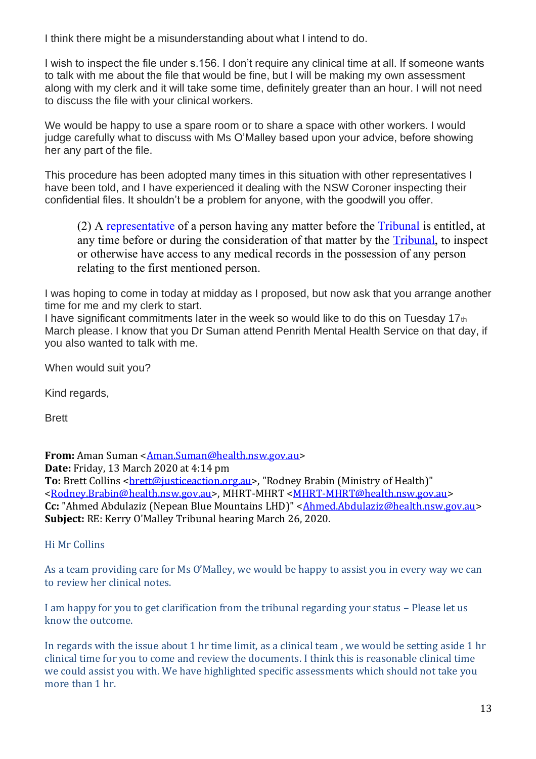I think there might be a misunderstanding about what I intend to do.

I wish to inspect the file under s.156. I don't require any clinical time at all. If someone wants to talk with me about the file that would be fine, but I will be making my own assessment along with my clerk and it will take some time, definitely greater than an hour. I will not need to discuss the file with your clinical workers.

We would be happy to use a spare room or to share a space with other workers. I would judge carefully what to discuss with Ms O'Malley based upon your advice, before showing her any part of the file.

This procedure has been adopted many times in this situation with other representatives I have been told, and I have experienced it dealing with the NSW Coroner inspecting their confidential files. It shouldn't be a problem for anyone, with the goodwill you offer.

> (2) A representative of a person having any matter before the Tribunal is entitled, at any time before or during the consideration of that matter by the Tribunal, to inspect or otherwise have access to any medical records in the possession of any person relating to the first mentioned person.

I was hoping to come in today at midday as I proposed, but now ask that you arrange another time for me and my clerk to start.
I have significant commitments later in the week so would like to do this on Tuesday 17th March please. I know that you Dr Suman attend Penrith Mental Health Service on that day, if you also wanted to talk with me.

When would suit you?

Kind regards,

Brett

**From:** Aman Suman <Aman.Suman@health.nsw.gov.au>
**Date:** Friday, 13 March 2020 at 4:14 pm
**To:** Brett Collins <brett@justiceaction.org.au>, "Rodney Brabin (Ministry of Health)" <Rodney.Brabin@health.nsw.gov.au>, MHRT-MHRT <MHRT-MHRT@health.nsw.gov.au>
**Cc:** "Ahmed Abdulaziz (Nepean Blue Mountains LHD)" <Ahmed.Abdulaziz@health.nsw.gov.au>
**Subject:** RE: Kerry O'Malley Tribunal hearing March 26, 2020.

Hi Mr Collins

As a team providing care for Ms O'Malley, we would be happy to assist you in every way we can to review her clinical notes.

I am happy for you to get clarification from the tribunal regarding your status – Please let us know the outcome.

In regards with the issue about 1 hr time limit, as a clinical team , we would be setting aside 1 hr clinical time for you to come and review the documents. I think this is reasonable clinical time we could assist you with. We have highlighted specific assessments which should not take you more than 1 hr.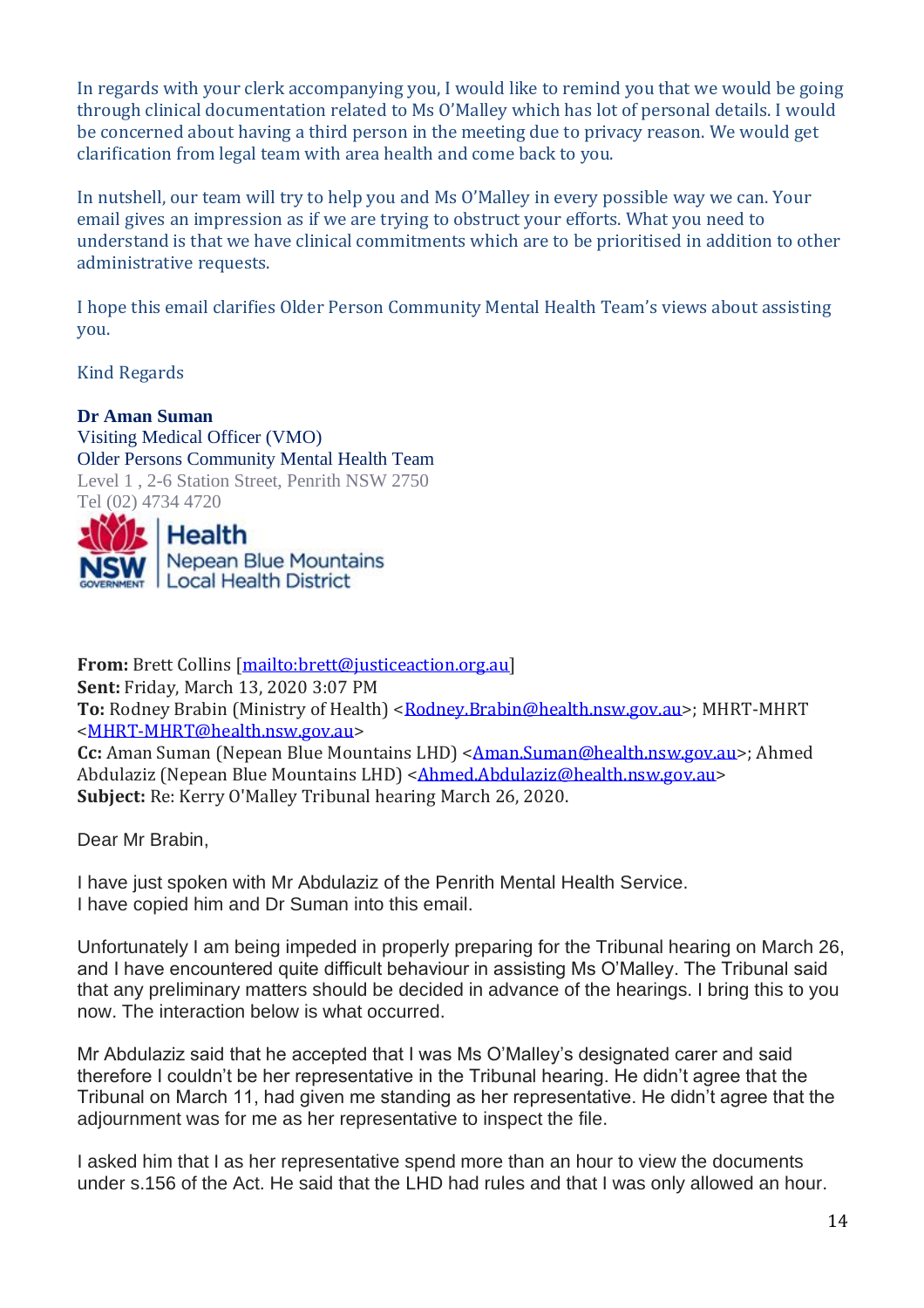In regards with your clerk accompanying you, I would like to remind you that we would be going through clinical documentation related to Ms O'Malley which has lot of personal details. I would be concerned about having a third person in the meeting due to privacy reason. We would get clarification from legal team with area health and come back to you.

In nutshell, our team will try to help you and Ms O'Malley in every possible way we can. Your email gives an impression as if we are trying to obstruct your efforts. What you need to understand is that we have clinical commitments which are to be prioritised in addition to other administrative requests.

I hope this email clarifies Older Person Community Mental Health Team's views about assisting you.

Kind Regards

**Dr Aman Suman**
Visiting Medical Officer (VMO)
Older Persons Community Mental Health Team
Level 1 , 2-6 Station Street, Penrith NSW 2750
Tel (02) 4734 4720

NSW GOVERNMENT | Health
Nepean Blue Mountains
Local Health District

**From:** Brett Collins [mailto:brett@justiceaction.org.au]
**Sent:** Friday, March 13, 2020 3:07 PM
**To:** Rodney Brabin (Ministry of Health) <Rodney.Brabin@health.nsw.gov.au>; MHRT-MHRT <MHRT-MHRT@health.nsw.gov.au>
**Cc:** Aman Suman (Nepean Blue Mountains LHD) <Aman.Suman@health.nsw.gov.au>; Ahmed Abdulaziz (Nepean Blue Mountains LHD) <Ahmed.Abdulaziz@health.nsw.gov.au>
**Subject:** Re: Kerry O'Malley Tribunal hearing March 26, 2020.

Dear Mr Brabin,

I have just spoken with Mr Abdulaziz of the Penrith Mental Health Service.
I have copied him and Dr Suman into this email.

Unfortunately I am being impeded in properly preparing for the Tribunal hearing on March 26, and I have encountered quite difficult behaviour in assisting Ms O'Malley. The Tribunal said that any preliminary matters should be decided in advance of the hearings. I bring this to you now. The interaction below is what occurred.

Mr Abdulaziz said that he accepted that I was Ms O'Malley's designated carer and said therefore I couldn't be her representative in the Tribunal hearing. He didn't agree that the Tribunal on March 11, had given me standing as her representative. He didn't agree that the adjournment was for me as her representative to inspect the file.

I asked him that I as her representative spend more than an hour to view the documents under s.156 of the Act. He said that the LHD had rules and that I was only allowed an hour.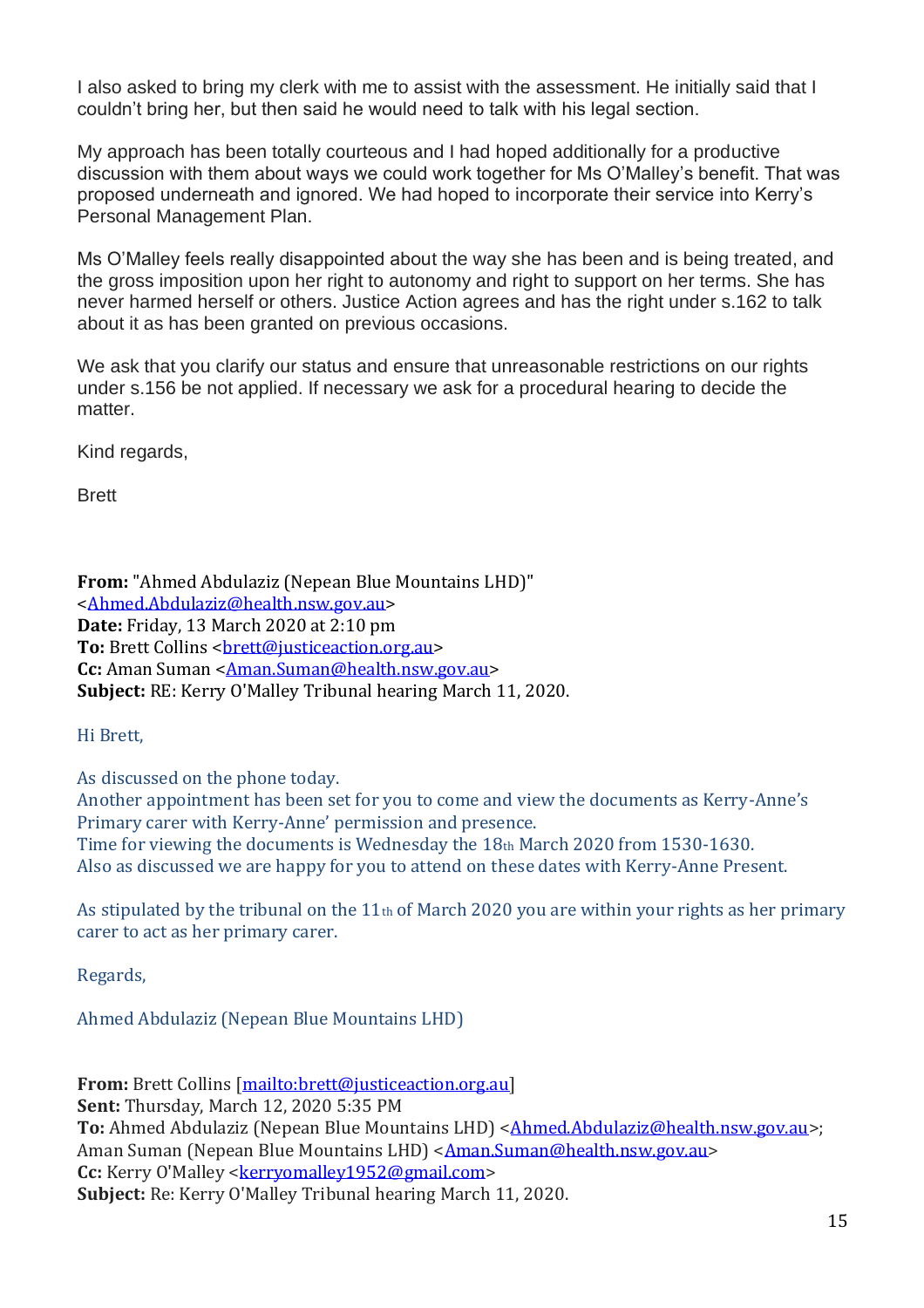I also asked to bring my clerk with me to assist with the assessment. He initially said that I couldn't bring her, but then said he would need to talk with his legal section.

My approach has been totally courteous and I had hoped additionally for a productive discussion with them about ways we could work together for Ms O'Malley's benefit. That was proposed underneath and ignored. We had hoped to incorporate their service into Kerry's Personal Management Plan.

Ms O'Malley feels really disappointed about the way she has been and is being treated, and the gross imposition upon her right to autonomy and right to support on her terms. She has never harmed herself or others. Justice Action agrees and has the right under s.162 to talk about it as has been granted on previous occasions.

We ask that you clarify our status and ensure that unreasonable restrictions on our rights under s.156 be not applied. If necessary we ask for a procedural hearing to decide the matter.

Kind regards,

Brett

**From:** "Ahmed Abdulaziz (Nepean Blue Mountains LHD)" <Ahmed.Abdulaziz@health.nsw.gov.au>
**Date:** Friday, 13 March 2020 at 2:10 pm
**To:** Brett Collins <brett@justiceaction.org.au>
**Cc:** Aman Suman <Aman.Suman@health.nsw.gov.au>
**Subject:** RE: Kerry O'Malley Tribunal hearing March 11, 2020.

Hi Brett,

As discussed on the phone today.
Another appointment has been set for you to come and view the documents as Kerry-Anne's Primary carer with Kerry-Anne' permission and presence.
Time for viewing the documents is Wednesday the 18th March 2020 from 1530-1630.
Also as discussed we are happy for you to attend on these dates with Kerry-Anne Present.

As stipulated by the tribunal on the 11th of March 2020 you are within your rights as her primary carer to act as her primary carer.

Regards,

Ahmed Abdulaziz (Nepean Blue Mountains LHD)

**From:** Brett Collins [mailto:brett@justiceaction.org.au]
**Sent:** Thursday, March 12, 2020 5:35 PM
**To:** Ahmed Abdulaziz (Nepean Blue Mountains LHD) <Ahmed.Abdulaziz@health.nsw.gov.au>; Aman Suman (Nepean Blue Mountains LHD) <Aman.Suman@health.nsw.gov.au>
**Cc:** Kerry O'Malley <kerryomalley1952@gmail.com>
**Subject:** Re: Kerry O'Malley Tribunal hearing March 11, 2020.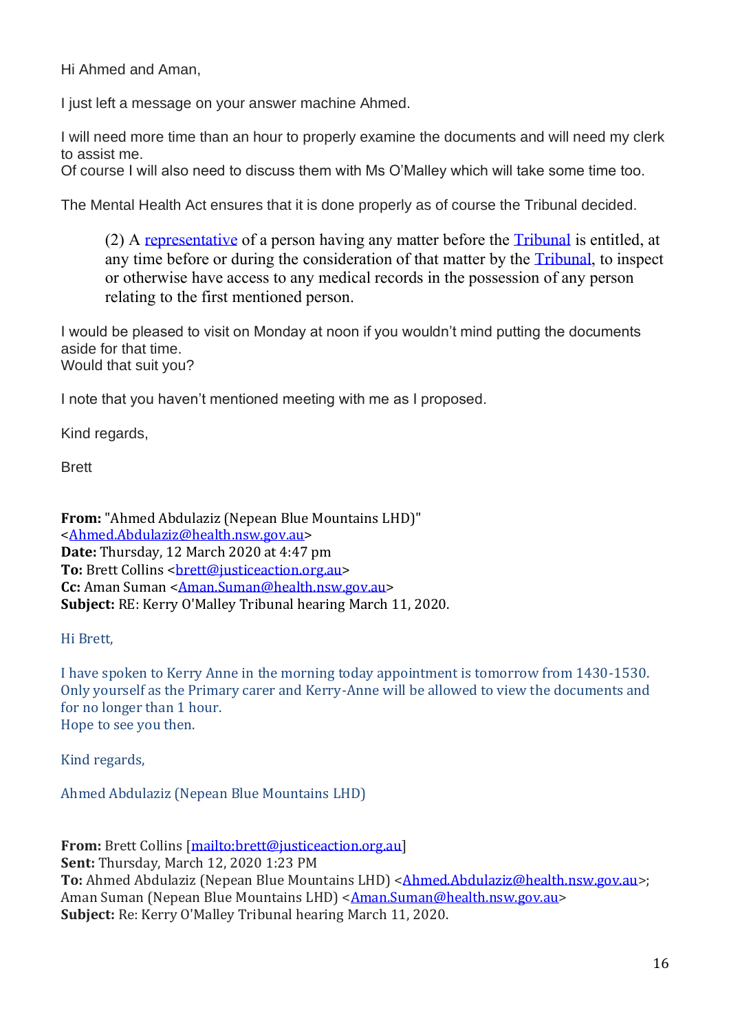Hi Ahmed and Aman,

I just left a message on your answer machine Ahmed.

I will need more time than an hour to properly examine the documents and will need my clerk to assist me.
Of course I will also need to discuss them with Ms O'Malley which will take some time too.

The Mental Health Act ensures that it is done properly as of course the Tribunal decided.

> (2) A representative of a person having any matter before the Tribunal is entitled, at any time before or during the consideration of that matter by the Tribunal, to inspect or otherwise have access to any medical records in the possession of any person relating to the first mentioned person.

I would be pleased to visit on Monday at noon if you wouldn't mind putting the documents aside for that time.
Would that suit you?

I note that you haven't mentioned meeting with me as I proposed.

Kind regards,

Brett

**From:** "Ahmed Abdulaziz (Nepean Blue Mountains LHD)" <Ahmed.Abdulaziz@health.nsw.gov.au>
**Date:** Thursday, 12 March 2020 at 4:47 pm
**To:** Brett Collins <brett@justiceaction.org.au>
**Cc:** Aman Suman <Aman.Suman@health.nsw.gov.au>
**Subject:** RE: Kerry O'Malley Tribunal hearing March 11, 2020.

Hi Brett,

I have spoken to Kerry Anne in the morning today appointment is tomorrow from 1430-1530.
Only yourself as the Primary carer and Kerry-Anne will be allowed to view the documents and for no longer than 1 hour.
Hope to see you then.

Kind regards,

Ahmed Abdulaziz (Nepean Blue Mountains LHD)

**From:** Brett Collins [mailto:brett@justiceaction.org.au]
**Sent:** Thursday, March 12, 2020 1:23 PM
**To:** Ahmed Abdulaziz (Nepean Blue Mountains LHD) <Ahmed.Abdulaziz@health.nsw.gov.au>; Aman Suman (Nepean Blue Mountains LHD) <Aman.Suman@health.nsw.gov.au>
**Subject:** Re: Kerry O'Malley Tribunal hearing March 11, 2020.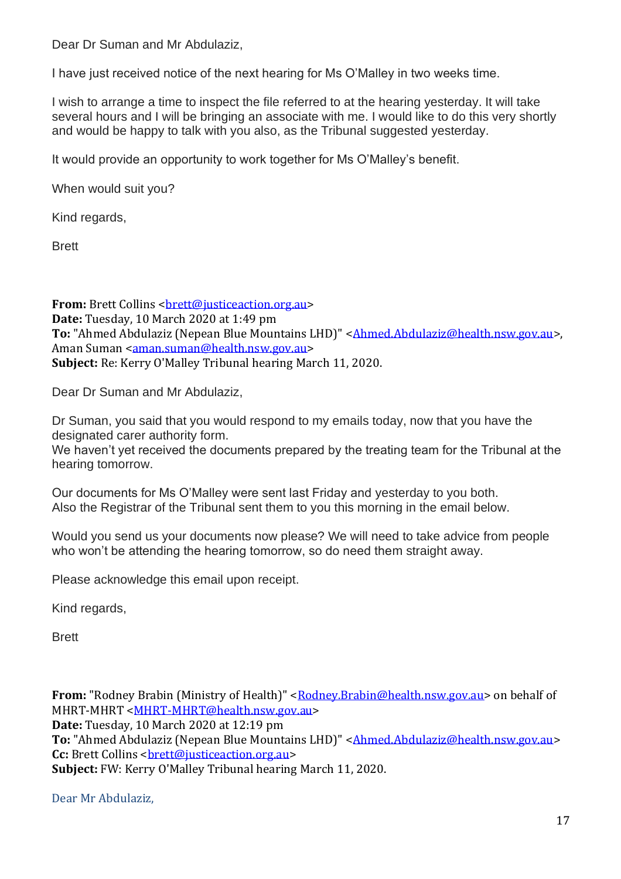Dear Dr Suman and Mr Abdulaziz,

I have just received notice of the next hearing for Ms O'Malley in two weeks time.

I wish to arrange a time to inspect the file referred to at the hearing yesterday. It will take several hours and I will be bringing an associate with me. I would like to do this very shortly and would be happy to talk with you also, as the Tribunal suggested yesterday.

It would provide an opportunity to work together for Ms O'Malley's benefit.

When would suit you?

Kind regards,

Brett

**From:** Brett Collins <brett@justiceaction.org.au>
**Date:** Tuesday, 10 March 2020 at 1:49 pm
**To:** "Ahmed Abdulaziz (Nepean Blue Mountains LHD)" <Ahmed.Abdulaziz@health.nsw.gov.au>, Aman Suman <aman.suman@health.nsw.gov.au>
**Subject:** Re: Kerry O'Malley Tribunal hearing March 11, 2020.

Dear Dr Suman and Mr Abdulaziz,

Dr Suman, you said that you would respond to my emails today, now that you have the designated carer authority form.
We haven't yet received the documents prepared by the treating team for the Tribunal at the hearing tomorrow.

Our documents for Ms O'Malley were sent last Friday and yesterday to you both.
Also the Registrar of the Tribunal sent them to you this morning in the email below.

Would you send us your documents now please? We will need to take advice from people who won't be attending the hearing tomorrow, so do need them straight away.

Please acknowledge this email upon receipt.

Kind regards,

Brett

**From:** "Rodney Brabin (Ministry of Health)" <Rodney.Brabin@health.nsw.gov.au> on behalf of MHRT-MHRT <MHRT-MHRT@health.nsw.gov.au>
**Date:** Tuesday, 10 March 2020 at 12:19 pm
**To:** "Ahmed Abdulaziz (Nepean Blue Mountains LHD)" <Ahmed.Abdulaziz@health.nsw.gov.au>
**Cc:** Brett Collins <brett@justiceaction.org.au>
**Subject:** FW: Kerry O'Malley Tribunal hearing March 11, 2020.

Dear Mr Abdulaziz,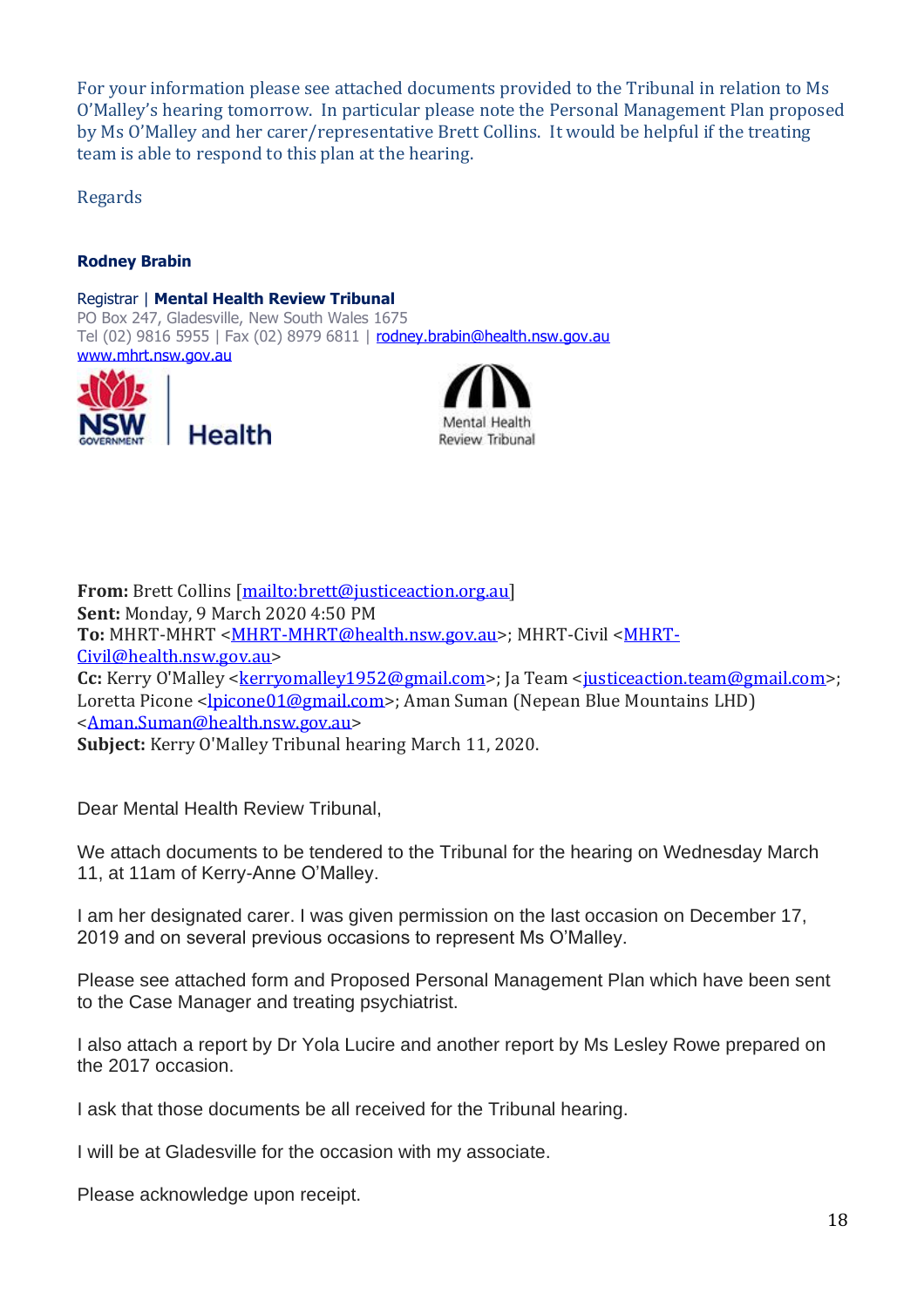For your information please see attached documents provided to the Tribunal in relation to Ms O'Malley's hearing tomorrow. In particular please note the Personal Management Plan proposed by Ms O'Malley and her carer/representative Brett Collins. It would be helpful if the treating team is able to respond to this plan at the hearing.

Regards

**Rodney Brabin**

Registrar | **Mental Health Review Tribunal**
PO Box 247, Gladesville, New South Wales 1675
Tel (02) 9816 5955 | Fax (02) 8979 6811 | rodney.brabin@health.nsw.gov.au
www.mhrt.nsw.gov.au

NSW GOVERNMENT | Health

Mental Health Review Tribunal

**From:** Brett Collins [mailto:brett@justiceaction.org.au]
**Sent:** Monday, 9 March 2020 4:50 PM
**To:** MHRT-MHRT <MHRT-MHRT@health.nsw.gov.au>; MHRT-Civil <MHRT-Civil@health.nsw.gov.au>
**Cc:** Kerry O'Malley <kerryomalley1952@gmail.com>; Ja Team <justiceaction.team@gmail.com>; Loretta Picone <lpicone01@gmail.com>; Aman Suman (Nepean Blue Mountains LHD) <Aman.Suman@health.nsw.gov.au>
**Subject:** Kerry O'Malley Tribunal hearing March 11, 2020.

Dear Mental Health Review Tribunal,

We attach documents to be tendered to the Tribunal for the hearing on Wednesday March 11, at 11am of Kerry-Anne O'Malley.

I am her designated carer. I was given permission on the last occasion on December 17, 2019 and on several previous occasions to represent Ms O'Malley.

Please see attached form and Proposed Personal Management Plan which have been sent to the Case Manager and treating psychiatrist.

I also attach a report by Dr Yola Lucire and another report by Ms Lesley Rowe prepared on the 2017 occasion.

I ask that those documents be all received for the Tribunal hearing.

I will be at Gladesville for the occasion with my associate.

Please acknowledge upon receipt.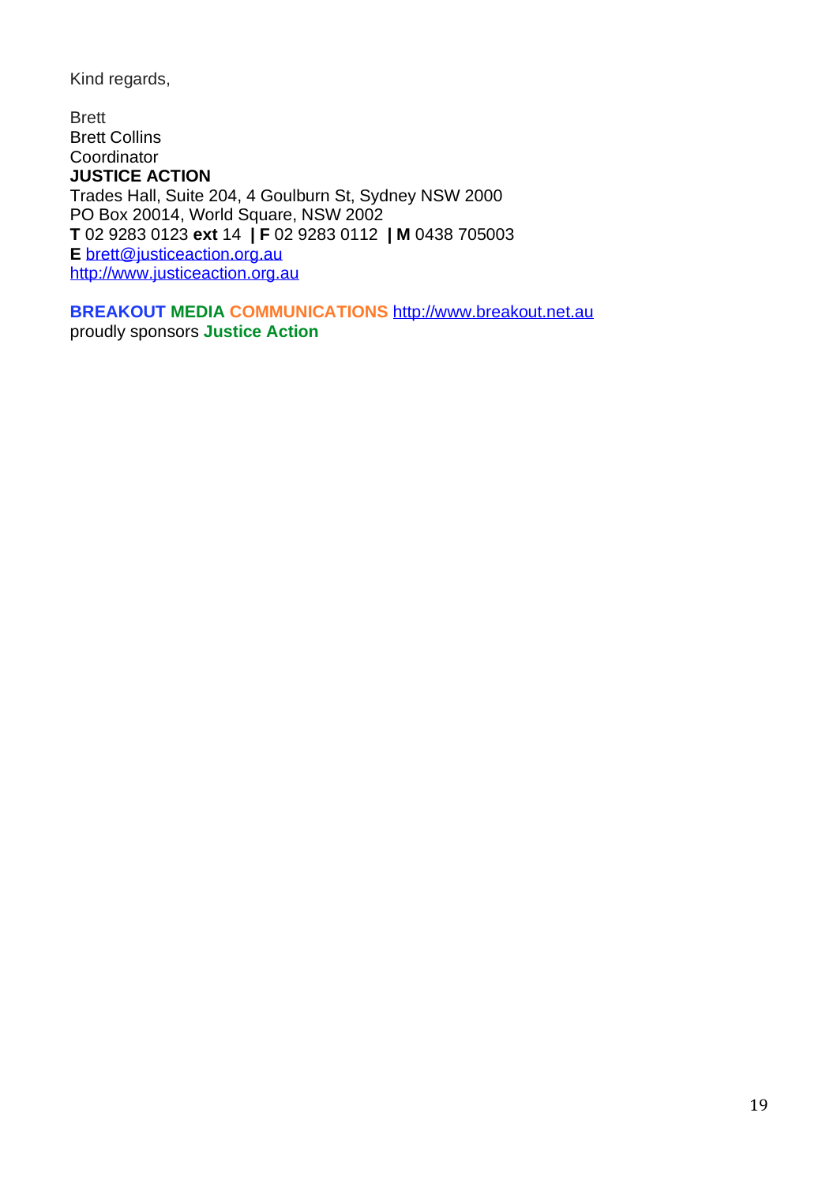Kind regards,

Brett
Brett Collins
Coordinator
**JUSTICE ACTION**
Trades Hall, Suite 204, 4 Goulburn St, Sydney NSW 2000
PO Box 20014, World Square, NSW 2002
**T** 02 9283 0123 **ext** 14 **| F** 02 9283 0112 **| M** 0438 705003
**E** brett@justiceaction.org.au
http://www.justiceaction.org.au

**BREAKOUT MEDIA COMMUNICATIONS** http://www.breakout.net.au
proudly sponsors **Justice Action**